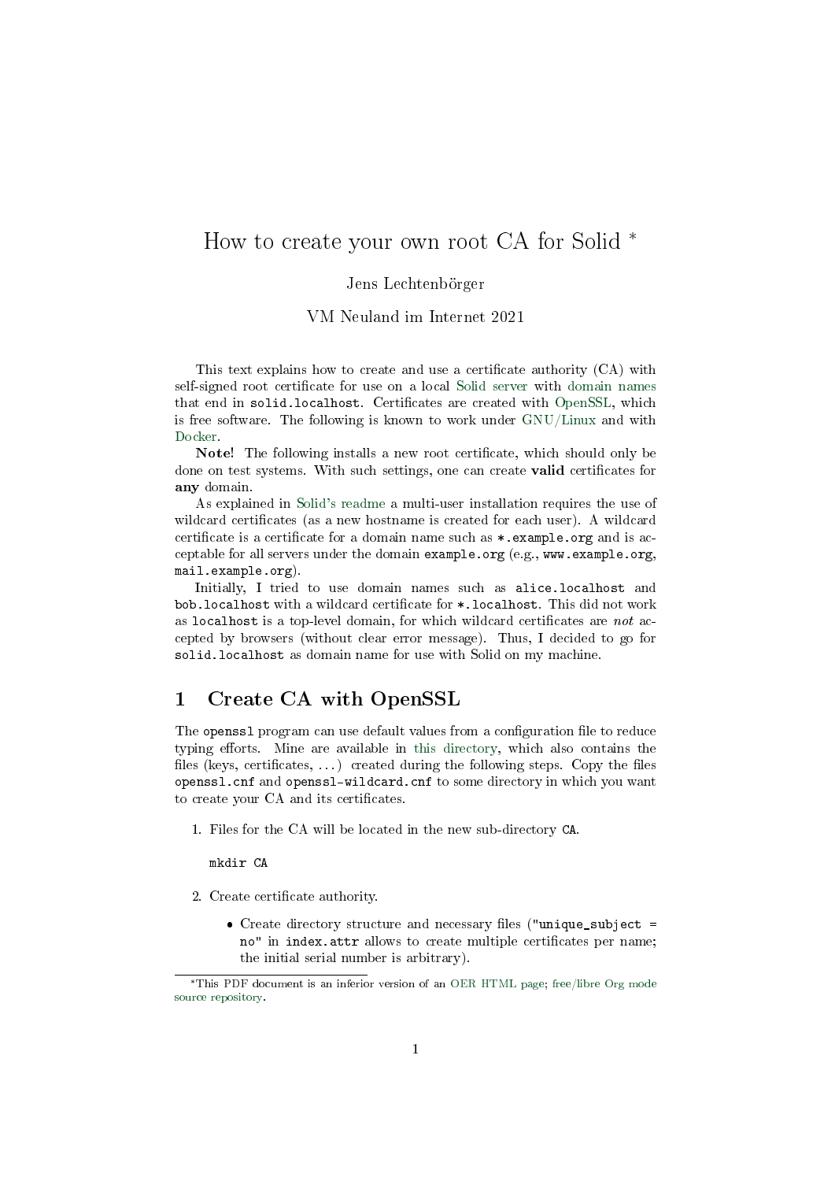# How to create your own root CA for Solid *

Jens Lechtenbörger

VM Neuland im Internet 2021

This text explains how to create and use a certificate authority (CA) with self-signed root certificate for use on a local Solid server with domain names that end in `solid.localhost`. Certificates are created with OpenSSL, which is free software. The following is known to work under GNU/Linux and with Docker.

**Note!** The following installs a new root certificate, which should only be done on test systems. With such settings, one can create **valid** certificates for **any** domain.

As explained in Solid's readme a multi-user installation requires the use of wildcard certificates (as a new hostname is created for each user). A wildcard certificate is a certificate for a domain name such as `*.example.org` and is acceptable for all servers under the domain `example.org` (e.g., `www.example.org`, `mail.example.org`).

Initially, I tried to use domain names such as `alice.localhost` and `bob.localhost` with a wildcard certificate for `*.localhost`. This did not work as `localhost` is a top-level domain, for which wildcard certificates are *not* accepted by browsers (without clear error message). Thus, I decided to go for `solid.localhost` as domain name for use with Solid on my machine.

## 1 Create CA with OpenSSL

The `openssl` program can use default values from a configuration file to reduce typing efforts. Mine are available in this directory, which also contains the files (keys, certificates, ...) created during the following steps. Copy the files `openssl.cnf` and `openssl-wildcard.cnf` to some directory in which you want to create your CA and its certificates.

1. Files for the CA will be located in the new sub-directory `CA`.

   ```
   mkdir CA
   ```

2. Create certificate authority.

   - Create directory structure and necessary files (`"unique_subject = no"` in `index.attr` allows to create multiple certificates per name; the initial serial number is arbitrary).

---

*This PDF document is an inferior version of an OER HTML page; free/libre Org mode source repository.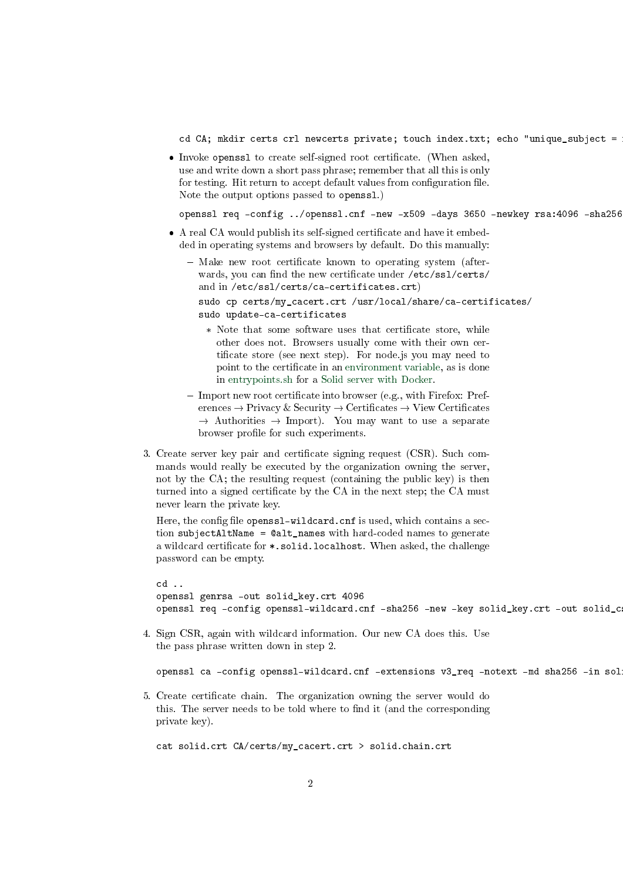```
cd CA; mkdir certs crl newcerts private; touch index.txt; echo "unique_subject = 
```

- Invoke `openssl` to create self-signed root certificate. (When asked, use and write down a short pass phrase; remember that all this is only for testing. Hit return to accept default values from configuration file. Note the output options passed to `openssl`.)

  ```
  openssl req -config ../openssl.cnf -new -x509 -days 3650 -newkey rsa:4096 -sha256
  ```

- A real CA would publish its self-signed certificate and have it embedded in operating systems and browsers by default. Do this manually:
  - Make new root certificate known to operating system (afterwards, you can find the new certificate under `/etc/ssl/certs/` and in `/etc/ssl/certs/ca-certificates.crt`)

    ```
    sudo cp certs/my_cacert.crt /usr/local/share/ca-certificates/
    sudo update-ca-certificates
    ```

    * Note that some software uses that certificate store, while other does not. Browsers usually come with their own certificate store (see next step). For node.js you may need to point to the certificate in an environment variable, as is done in entrypoints.sh for a Solid server with Docker.
  - Import new root certificate into browser (e.g., with Firefox: Preferences → Privacy & Security → Certificates → View Certificates → Authorities → Import). You may want to use a separate browser profile for such experiments.

3. Create server key pair and certificate signing request (CSR). Such commands would really be executed by the organization owning the server, not by the CA; the resulting request (containing the public key) is then turned into a signed certificate by the CA in the next step; the CA must never learn the private key.

   Here, the config file `openssl-wildcard.cnf` is used, which contains a section `subjectAltName = @alt_names` with hard-coded names to generate a wildcard certificate for `*.solid.localhost`. When asked, the challenge password can be empty.

   ```
   cd ..
   openssl genrsa -out solid_key.crt 4096
   openssl req -config openssl-wildcard.cnf -sha256 -new -key solid_key.crt -out solid_c
   ```

4. Sign CSR, again with wildcard information. Our new CA does this. Use the pass phrase written down in step 2.

   ```
   openssl ca -config openssl-wildcard.cnf -extensions v3_req -notext -md sha256 -in sol
   ```

5. Create certificate chain. The organization owning the server would do this. The server needs to be told where to find it (and the corresponding private key).

   ```
   cat solid.crt CA/certs/my_cacert.crt > solid.chain.crt
   ```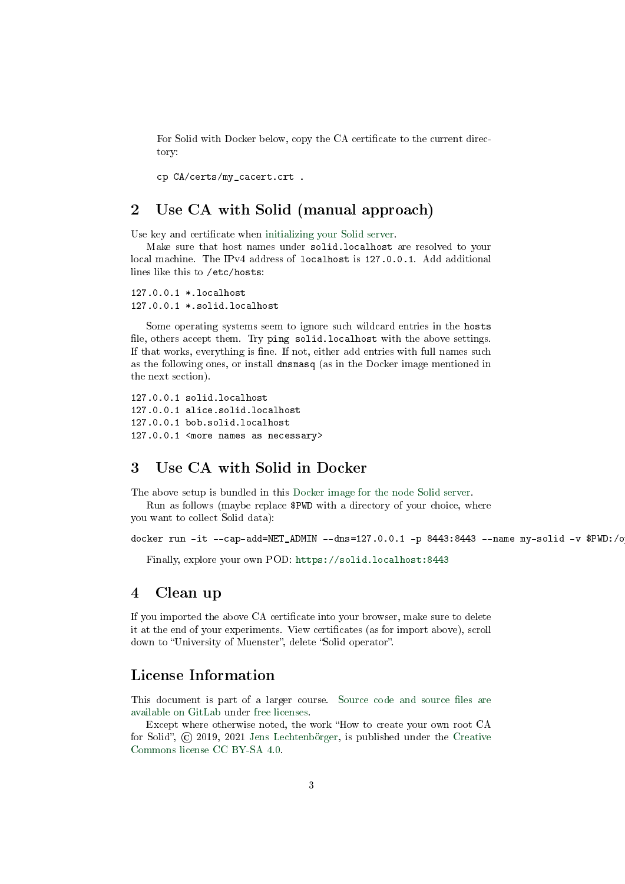For Solid with Docker below, copy the CA certificate to the current directory:

```
cp CA/certs/my_cacert.crt .
```

## 2 Use CA with Solid (manual approach)

Use key and certificate when initializing your Solid server.

Make sure that host names under `solid.localhost` are resolved to your local machine. The IPv4 address of `localhost` is `127.0.0.1`. Add additional lines like this to `/etc/hosts`:

```
127.0.0.1 *.localhost
127.0.0.1 *.solid.localhost
```

Some operating systems seem to ignore such wildcard entries in the `hosts` file, others accept them. Try `ping solid.localhost` with the above settings. If that works, everything is fine. If not, either add entries with full names such as the following ones, or install `dnsmasq` (as in the Docker image mentioned in the next section).

```
127.0.0.1 solid.localhost
127.0.0.1 alice.solid.localhost
127.0.0.1 bob.solid.localhost
127.0.0.1 <more names as necessary>
```

## 3 Use CA with Solid in Docker

The above setup is bundled in this Docker image for the node Solid server.

Run as follows (maybe replace `$PWD` with a directory of your choice, where you want to collect Solid data):

```
docker run -it --cap-add=NET_ADMIN --dns=127.0.0.1 -p 8443:8443 --name my-solid -v $PWD:/o
```

Finally, explore your own POD: https://solid.localhost:8443

## 4 Clean up

If you imported the above CA certificate into your browser, make sure to delete it at the end of your experiments. View certificates (as for import above), scroll down to "University of Muenster", delete "Solid operator".

## License Information

This document is part of a larger course. Source code and source files are available on GitLab under free licenses.

Except where otherwise noted, the work "How to create your own root CA for Solid", © 2019, 2021 Jens Lechtenbörger, is published under the Creative Commons license CC BY-SA 4.0.